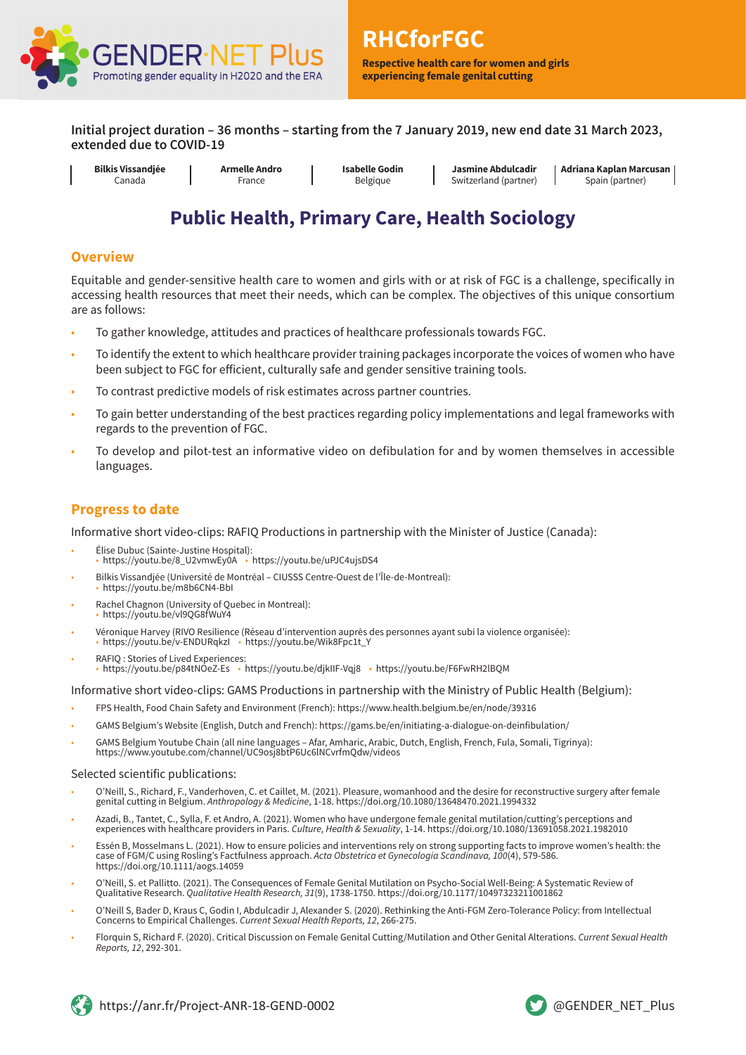GENDER·NET Plus
Promoting gender equality in H2020 and the ERA

# RHCforFGC

**Respective health care for women and girls experiencing female genital cutting**

**Initial project duration – 36 months – starting from the 7 January 2019, new end date 31 March 2023, extended due to COVID-19**

| **Bilkis Vissandjée** Canada | **Armelle Andro** France | **Isabelle Godin** Belgique | **Jasmine Abdulcadir** Switzerland (partner) | **Adriana Kaplan Marcusan** Spain (partner) |
|---|---|---|---|---|

## Public Health, Primary Care, Health Sociology

### Overview

Equitable and gender-sensitive health care to women and girls with or at risk of FGC is a challenge, specifically in accessing health resources that meet their needs, which can be complex. The objectives of this unique consortium are as follows:

- To gather knowledge, attitudes and practices of healthcare professionals towards FGC.
- To identify the extent to which healthcare provider training packages incorporate the voices of women who have been subject to FGC for efficient, culturally safe and gender sensitive training tools.
- To contrast predictive models of risk estimates across partner countries.
- To gain better understanding of the best practices regarding policy implementations and legal frameworks with regards to the prevention of FGC.
- To develop and pilot-test an informative video on defibulation for and by women themselves in accessible languages.

### Progress to date

Informative short video-clips: RAFIQ Productions in partnership with the Minister of Justice (Canada):

- Élise Dubuc (Sainte-Justine Hospital):
  - https://youtu.be/8_U2vmwEy0A • https://youtu.be/uPJC4ujsDS4
- Bilkis Vissandjée (Université de Montréal – CIUSSS Centre-Ouest de l'Île-de-Montréal):
  - https://youtu.be/m8b6CN4-BbI
- Rachel Chagnon (University of Quebec in Montreal):
  - https://youtu.be/vl9QG8fWuY4
- Véronique Harvey (RIVO Resilience (Réseau d'intervention auprès des personnes ayant subi la violence organisée):
  - https://youtu.be/v-ENDURqkzI • https://youtu.be/Wik8Fpc1t_Y
- RAFIQ : Stories of Lived Experiences:
  - https://youtu.be/p84tNOeZ-Es • https://youtu.be/djkIIF-Vqj8 • https://youtu.be/F6FwRH2lBQM

Informative short video-clips: GAMS Productions in partnership with the Ministry of Public Health (Belgium):

- FPS Health, Food Chain Safety and Environment (French): https://www.health.belgium.be/en/node/39316
- GAMS Belgium's Website (English, Dutch and French): https://gams.be/en/initiating-a-dialogue-on-deinfibulation/
- GAMS Belgium Youtube Chain (all nine languages – Afar, Amharic, Arabic, Dutch, English, French, Fula, Somali, Tigrinya): https://www.youtube.com/channel/UC9osj8btP6Uc6lNCvrfmQdw/videos

Selected scientific publications:

- O'Neill, S., Richard, F., Vanderhoven, C. et Caillet, M. (2021). Pleasure, womanhood and the desire for reconstructive surgery after female genital cutting in Belgium. *Anthropology & Medicine*, 1-18. https://doi.org/10.1080/13648470.2021.1994332
- Azadi, B., Tantet, C., Sylla, F. et Andro, A. (2021). Women who have undergone female genital mutilation/cutting's perceptions and experiences with healthcare providers in Paris. *Culture, Health & Sexuality*, 1-14. https://doi.org/10.1080/13691058.2021.1982010
- Essén B, Mosselmans L. (2021). How to ensure policies and interventions rely on strong supporting facts to improve women's health: the case of FGM/C using Rosling's Factfulness approach. *Acta Obstetrica et Gynecologia Scandinava, 100*(4), 579-586. https://doi.org/10.1111/aogs.14059
- O'Neill, S. et Pallitto. (2021). The Consequences of Female Genital Mutilation on Psycho-Social Well-Being: A Systematic Review of Qualitative Research. *Qualitative Health Research, 31*(9), 1738-1750. https://doi.org/10.1177/10497323211001862
- O'Neill S, Bader D, Kraus C, Godin I, Abdulcadir J, Alexander S. (2020). Rethinking the Anti-FGM Zero-Tolerance Policy: from Intellectual Concerns to Empirical Challenges. *Current Sexual Health Reports, 12*, 266-275.
- Florquin S, Richard F. (2020). Critical Discussion on Female Genital Cutting/Mutilation and Other Genital Alterations. *Current Sexual Health Reports, 12*, 292-301.

https://anr.fr/Project-ANR-18-GEND-0002 @GENDER_NET_Plus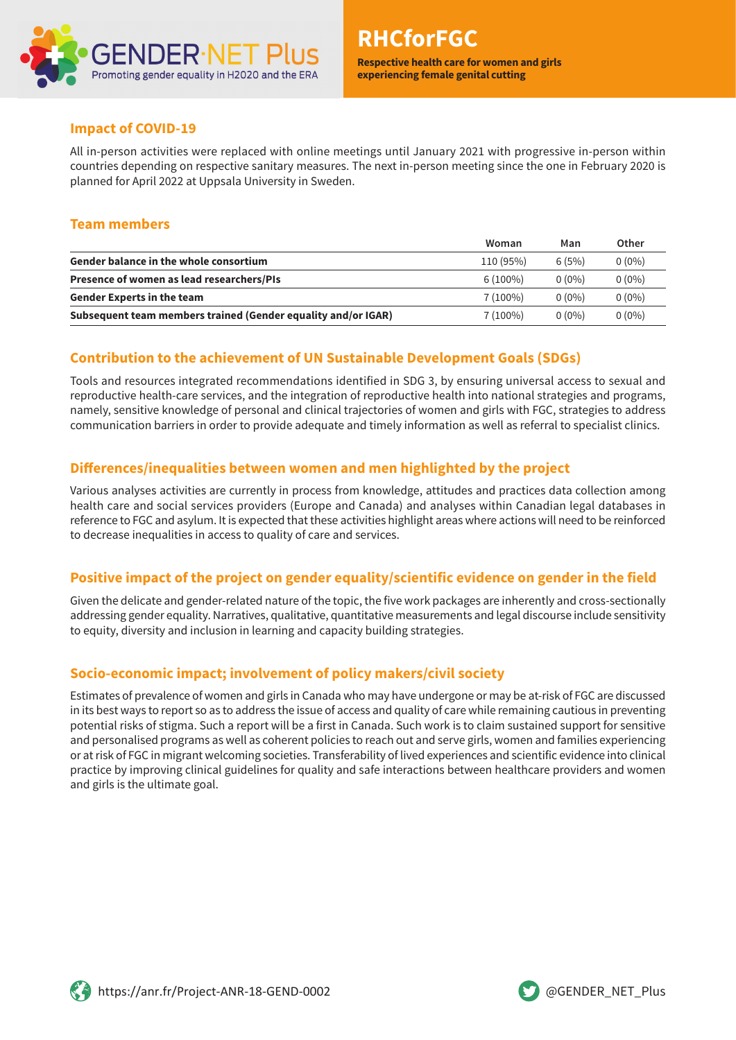## Impact of COVID-19

All in-person activities were replaced with online meetings until January 2021 with progressive in-person within countries depending on respective sanitary measures. The next in-person meeting since the one in February 2020 is planned for April 2022 at Uppsala University in Sweden.

## Team members

| | Woman | Man | Other |
|---|---|---|---|
| **Gender balance in the whole consortium** | 110 (95%) | 6 (5%) | 0 (0%) |
| **Presence of women as lead researchers/PIs** | 6 (100%) | 0 (0%) | 0 (0%) |
| **Gender Experts in the team** | 7 (100%) | 0 (0%) | 0 (0%) |
| **Subsequent team members trained (Gender equality and/or IGAR)** | 7 (100%) | 0 (0%) | 0 (0%) |

## Contribution to the achievement of UN Sustainable Development Goals (SDGs)

Tools and resources integrated recommendations identified in SDG 3, by ensuring universal access to sexual and reproductive health-care services, and the integration of reproductive health into national strategies and programs, namely, sensitive knowledge of personal and clinical trajectories of women and girls with FGC, strategies to address communication barriers in order to provide adequate and timely information as well as referral to specialist clinics.

## Differences/inequalities between women and men highlighted by the project

Various analyses activities are currently in process from knowledge, attitudes and practices data collection among health care and social services providers (Europe and Canada) and analyses within Canadian legal databases in reference to FGC and asylum. It is expected that these activities highlight areas where actions will need to be reinforced to decrease inequalities in access to quality of care and services.

## Positive impact of the project on gender equality/scientific evidence on gender in the field

Given the delicate and gender-related nature of the topic, the five work packages are inherently and cross-sectionally addressing gender equality. Narratives, qualitative, quantitative measurements and legal discourse include sensitivity to equity, diversity and inclusion in learning and capacity building strategies.

## Socio-economic impact; involvement of policy makers/civil society

Estimates of prevalence of women and girls in Canada who may have undergone or may be at-risk of FGC are discussed in its best ways to report so as to address the issue of access and quality of care while remaining cautious in preventing potential risks of stigma. Such a report will be a first in Canada. Such work is to claim sustained support for sensitive and personalised programs as well as coherent policies to reach out and serve girls, women and families experiencing or at risk of FGC in migrant welcoming societies. Transferability of lived experiences and scientific evidence into clinical practice by improving clinical guidelines for quality and safe interactions between healthcare providers and women and girls is the ultimate goal.

https://anr.fr/Project-ANR-18-GEND-0002

@GENDER_NET_Plus